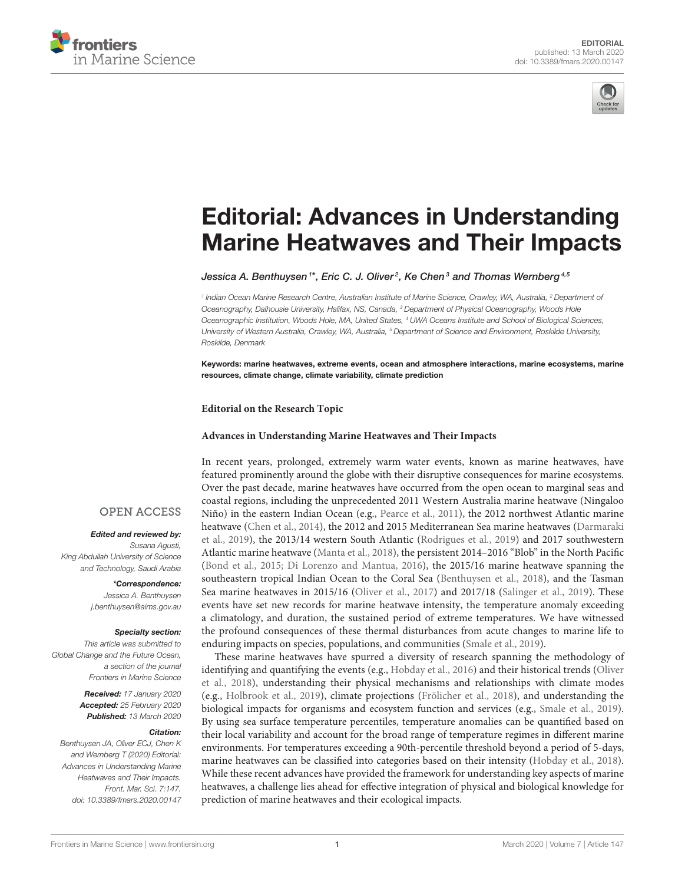EDITORIAL
published: 13 March 2020
doi: 10.3389/fmars.2020.00147

# Editorial: Advances in Understanding Marine Heatwaves and Their Impacts

*Jessica A. Benthuysen[1]*, Eric C. J. Oliver[2], Ke Chen[3] and Thomas Wernberg[4,5]*

[1] Indian Ocean Marine Research Centre, Australian Institute of Marine Science, Crawley, WA, Australia, [2] Department of Oceanography, Dalhousie University, Halifax, NS, Canada, [3] Department of Physical Oceanography, Woods Hole Oceanographic Institution, Woods Hole, MA, United States, [4] UWA Oceans Institute and School of Biological Sciences, University of Western Australia, Crawley, WA, Australia, [5] Department of Science and Environment, Roskilde University, Roskilde, Denmark

**Keywords: marine heatwaves, extreme events, ocean and atmosphere interactions, marine ecosystems, marine resources, climate change, climate variability, climate prediction**

**OPEN ACCESS**

***Edited and reviewed by:***
*Susana Agusti,*
*King Abdullah University of Science and Technology, Saudi Arabia*

***\*Correspondence:***
*Jessica A. Benthuysen*
*j.benthuysen@aims.gov.au*

***Specialty section:***
*This article was submitted to Global Change and the Future Ocean, a section of the journal Frontiers in Marine Science*

***Received:*** *17 January 2020*
***Accepted:*** *25 February 2020*
***Published:*** *13 March 2020*

***Citation:***
*Benthuysen JA, Oliver ECJ, Chen K and Wernberg T (2020) Editorial: Advances in Understanding Marine Heatwaves and Their Impacts. Front. Mar. Sci. 7:147. doi: 10.3389/fmars.2020.00147*

**Editorial on the Research Topic**

**Advances in Understanding Marine Heatwaves and Their Impacts**

In recent years, prolonged, extremely warm water events, known as marine heatwaves, have featured prominently around the globe with their disruptive consequences for marine ecosystems. Over the past decade, marine heatwaves have occurred from the open ocean to marginal seas and coastal regions, including the unprecedented 2011 Western Australia marine heatwave (Ningaloo Niño) in the eastern Indian Ocean (e.g., Pearce et al., 2011), the 2012 northwest Atlantic marine heatwave (Chen et al., 2014), the 2012 and 2015 Mediterranean Sea marine heatwaves (Darmaraki et al., 2019), the 2013/14 western South Atlantic (Rodrigues et al., 2019) and 2017 southwestern Atlantic marine heatwave (Manta et al., 2018), the persistent 2014–2016 "Blob" in the North Pacific (Bond et al., 2015; Di Lorenzo and Mantua, 2016), the 2015/16 marine heatwave spanning the southeastern tropical Indian Ocean to the Coral Sea (Benthuysen et al., 2018), and the Tasman Sea marine heatwaves in 2015/16 (Oliver et al., 2017) and 2017/18 (Salinger et al., 2019). These events have set new records for marine heatwave intensity, the temperature anomaly exceeding a climatology, and duration, the sustained period of extreme temperatures. We have witnessed the profound consequences of these thermal disturbances from acute changes to marine life to enduring impacts on species, populations, and communities (Smale et al., 2019).

These marine heatwaves have spurred a diversity of research spanning the methodology of identifying and quantifying the events (e.g., Hobday et al., 2016) and their historical trends (Oliver et al., 2018), understanding their physical mechanisms and relationships with climate modes (e.g., Holbrook et al., 2019), climate projections (Frölicher et al., 2018), and understanding the biological impacts for organisms and ecosystem function and services (e.g., Smale et al., 2019). By using sea surface temperature percentiles, temperature anomalies can be quantified based on their local variability and account for the broad range of temperature regimes in different marine environments. For temperatures exceeding a 90th-percentile threshold beyond a period of 5-days, marine heatwaves can be classified into categories based on their intensity (Hobday et al., 2018). While these recent advances have provided the framework for understanding key aspects of marine heatwaves, a challenge lies ahead for effective integration of physical and biological knowledge for prediction of marine heatwaves and their ecological impacts.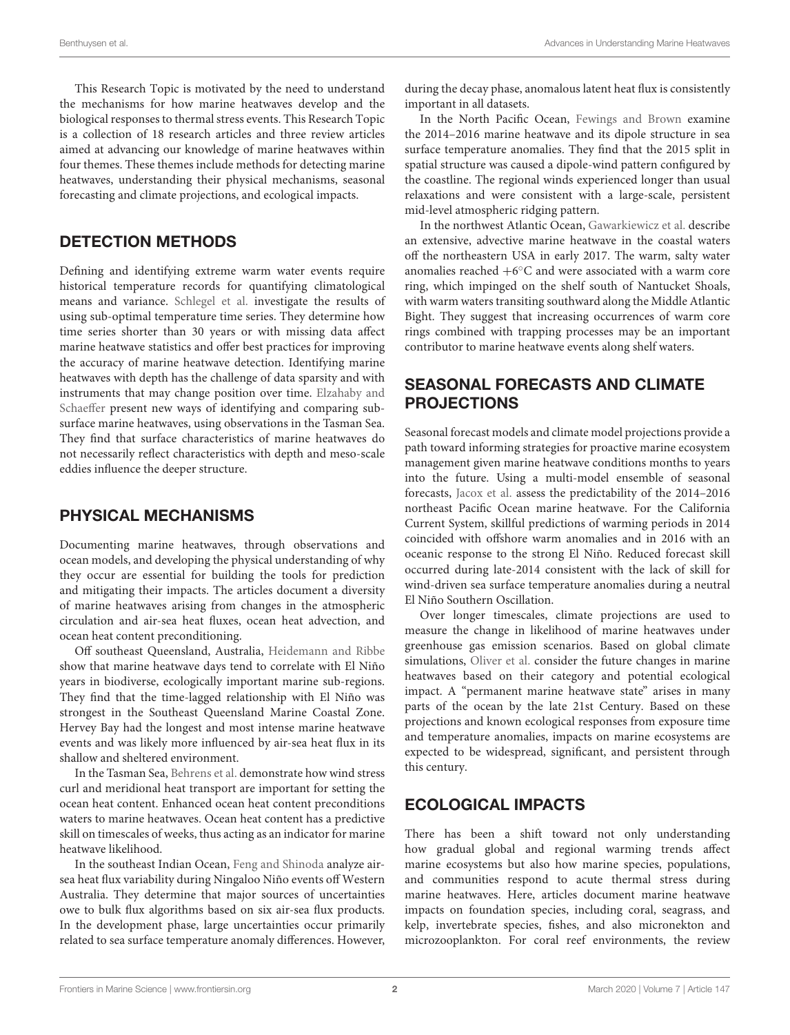This Research Topic is motivated by the need to understand the mechanisms for how marine heatwaves develop and the biological responses to thermal stress events. This Research Topic is a collection of 18 research articles and three review articles aimed at advancing our knowledge of marine heatwaves within four themes. These themes include methods for detecting marine heatwaves, understanding their physical mechanisms, seasonal forecasting and climate projections, and ecological impacts.

## DETECTION METHODS

Defining and identifying extreme warm water events require historical temperature records for quantifying climatological means and variance. Schlegel et al. investigate the results of using sub-optimal temperature time series. They determine how time series shorter than 30 years or with missing data affect marine heatwave statistics and offer best practices for improving the accuracy of marine heatwave detection. Identifying marine heatwaves with depth has the challenge of data sparsity and with instruments that may change position over time. Elzahaby and Schaeffer present new ways of identifying and comparing sub-surface marine heatwaves, using observations in the Tasman Sea. They find that surface characteristics of marine heatwaves do not necessarily reflect characteristics with depth and meso-scale eddies influence the deeper structure.

## PHYSICAL MECHANISMS

Documenting marine heatwaves, through observations and ocean models, and developing the physical understanding of why they occur are essential for building the tools for prediction and mitigating their impacts. The articles document a diversity of marine heatwaves arising from changes in the atmospheric circulation and air-sea heat fluxes, ocean heat advection, and ocean heat content preconditioning.

Off southeast Queensland, Australia, Heidemann and Ribbe show that marine heatwave days tend to correlate with El Niño years in biodiverse, ecologically important marine sub-regions. They find that the time-lagged relationship with El Niño was strongest in the Southeast Queensland Marine Coastal Zone. Hervey Bay had the longest and most intense marine heatwave events and was likely more influenced by air-sea heat flux in its shallow and sheltered environment.

In the Tasman Sea, Behrens et al. demonstrate how wind stress curl and meridional heat transport are important for setting the ocean heat content. Enhanced ocean heat content preconditions waters to marine heatwaves. Ocean heat content has a predictive skill on timescales of weeks, thus acting as an indicator for marine heatwave likelihood.

In the southeast Indian Ocean, Feng and Shinoda analyze air-sea heat flux variability during Ningaloo Niño events off Western Australia. They determine that major sources of uncertainties owe to bulk flux algorithms based on six air-sea flux products. In the development phase, large uncertainties occur primarily related to sea surface temperature anomaly differences. However, during the decay phase, anomalous latent heat flux is consistently important in all datasets.

In the North Pacific Ocean, Fewings and Brown examine the 2014–2016 marine heatwave and its dipole structure in sea surface temperature anomalies. They find that the 2015 split in spatial structure was caused a dipole-wind pattern configured by the coastline. The regional winds experienced longer than usual relaxations and were consistent with a large-scale, persistent mid-level atmospheric ridging pattern.

In the northwest Atlantic Ocean, Gawarkiewicz et al. describe an extensive, advective marine heatwave in the coastal waters off the northeastern USA in early 2017. The warm, salty water anomalies reached $+6^{\circ}$C and were associated with a warm core ring, which impinged on the shelf south of Nantucket Shoals, with warm waters transiting southward along the Middle Atlantic Bight. They suggest that increasing occurrences of warm core rings combined with trapping processes may be an important contributor to marine heatwave events along shelf waters.

## SEASONAL FORECASTS AND CLIMATE PROJECTIONS

Seasonal forecast models and climate model projections provide a path toward informing strategies for proactive marine ecosystem management given marine heatwave conditions months to years into the future. Using a multi-model ensemble of seasonal forecasts, Jacox et al. assess the predictability of the 2014–2016 northeast Pacific Ocean marine heatwave. For the California Current System, skillful predictions of warming periods in 2014 coincided with offshore warm anomalies and in 2016 with an oceanic response to the strong El Niño. Reduced forecast skill occurred during late-2014 consistent with the lack of skill for wind-driven sea surface temperature anomalies during a neutral El Niño Southern Oscillation.

Over longer timescales, climate projections are used to measure the change in likelihood of marine heatwaves under greenhouse gas emission scenarios. Based on global climate simulations, Oliver et al. consider the future changes in marine heatwaves based on their category and potential ecological impact. A "permanent marine heatwave state" arises in many parts of the ocean by the late 21st Century. Based on these projections and known ecological responses from exposure time and temperature anomalies, impacts on marine ecosystems are expected to be widespread, significant, and persistent through this century.

## ECOLOGICAL IMPACTS

There has been a shift toward not only understanding how gradual global and regional warming trends affect marine ecosystems but also how marine species, populations, and communities respond to acute thermal stress during marine heatwaves. Here, articles document marine heatwave impacts on foundation species, including coral, seagrass, and kelp, invertebrate species, fishes, and also micronekton and microzooplankton. For coral reef environments, the review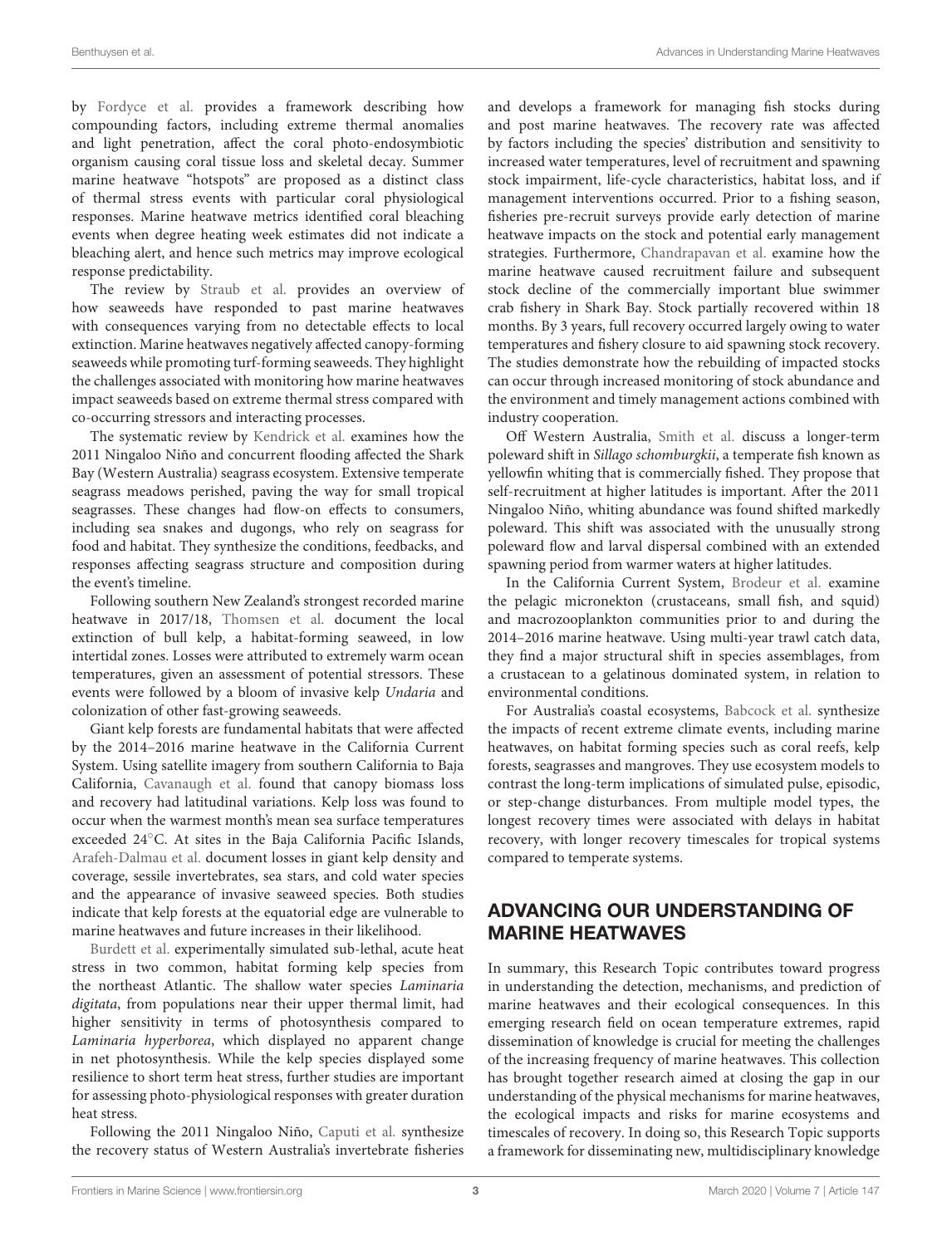by Fordyce et al. provides a framework describing how compounding factors, including extreme thermal anomalies and light penetration, affect the coral photo-endosymbiotic organism causing coral tissue loss and skeletal decay. Summer marine heatwave "hotspots" are proposed as a distinct class of thermal stress events with particular coral physiological responses. Marine heatwave metrics identified coral bleaching events when degree heating week estimates did not indicate a bleaching alert, and hence such metrics may improve ecological response predictability.

The review by Straub et al. provides an overview of how seaweeds have responded to past marine heatwaves with consequences varying from no detectable effects to local extinction. Marine heatwaves negatively affected canopy-forming seaweeds while promoting turf-forming seaweeds. They highlight the challenges associated with monitoring how marine heatwaves impact seaweeds based on extreme thermal stress compared with co-occurring stressors and interacting processes.

The systematic review by Kendrick et al. examines how the 2011 Ningaloo Niño and concurrent flooding affected the Shark Bay (Western Australia) seagrass ecosystem. Extensive temperate seagrass meadows perished, paving the way for small tropical seagrasses. These changes had flow-on effects to consumers, including sea snakes and dugongs, who rely on seagrass for food and habitat. They synthesize the conditions, feedbacks, and responses affecting seagrass structure and composition during the event's timeline.

Following southern New Zealand's strongest recorded marine heatwave in 2017/18, Thomsen et al. document the local extinction of bull kelp, a habitat-forming seaweed, in low intertidal zones. Losses were attributed to extremely warm ocean temperatures, given an assessment of potential stressors. These events were followed by a bloom of invasive kelp *Undaria* and colonization of other fast-growing seaweeds.

Giant kelp forests are fundamental habitats that were affected by the 2014–2016 marine heatwave in the California Current System. Using satellite imagery from southern California to Baja California, Cavanaugh et al. found that canopy biomass loss and recovery had latitudinal variations. Kelp loss was found to occur when the warmest month's mean sea surface temperatures exceeded 24°C. At sites in the Baja California Pacific Islands, Arafeh-Dalmau et al. document losses in giant kelp density and coverage, sessile invertebrates, sea stars, and cold water species and the appearance of invasive seaweed species. Both studies indicate that kelp forests at the equatorial edge are vulnerable to marine heatwaves and future increases in their likelihood.

Burdett et al. experimentally simulated sub-lethal, acute heat stress in two common, habitat forming kelp species from the northeast Atlantic. The shallow water species *Laminaria digitata*, from populations near their upper thermal limit, had higher sensitivity in terms of photosynthesis compared to *Laminaria hyperborea*, which displayed no apparent change in net photosynthesis. While the kelp species displayed some resilience to short term heat stress, further studies are important for assessing photo-physiological responses with greater duration heat stress.

Following the 2011 Ningaloo Niño, Caputi et al. synthesize the recovery status of Western Australia's invertebrate fisheries and develops a framework for managing fish stocks during and post marine heatwaves. The recovery rate was affected by factors including the species' distribution and sensitivity to increased water temperatures, level of recruitment and spawning stock impairment, life-cycle characteristics, habitat loss, and if management interventions occurred. Prior to a fishing season, fisheries pre-recruit surveys provide early detection of marine heatwave impacts on the stock and potential early management strategies. Furthermore, Chandrapavan et al. examine how the marine heatwave caused recruitment failure and subsequent stock decline of the commercially important blue swimmer crab fishery in Shark Bay. Stock partially recovered within 18 months. By 3 years, full recovery occurred largely owing to water temperatures and fishery closure to aid spawning stock recovery. The studies demonstrate how the rebuilding of impacted stocks can occur through increased monitoring of stock abundance and the environment and timely management actions combined with industry cooperation.

Off Western Australia, Smith et al. discuss a longer-term poleward shift in *Sillago schomburgkii*, a temperate fish known as yellowfin whiting that is commercially fished. They propose that self-recruitment at higher latitudes is important. After the 2011 Ningaloo Niño, whiting abundance was found shifted markedly poleward. This shift was associated with the unusually strong poleward flow and larval dispersal combined with an extended spawning period from warmer waters at higher latitudes.

In the California Current System, Brodeur et al. examine the pelagic micronekton (crustaceans, small fish, and squid) and macrozooplankton communities prior to and during the 2014–2016 marine heatwave. Using multi-year trawl catch data, they find a major structural shift in species assemblages, from a crustacean to a gelatinous dominated system, in relation to environmental conditions.

For Australia's coastal ecosystems, Babcock et al. synthesize the impacts of recent extreme climate events, including marine heatwaves, on habitat forming species such as coral reefs, kelp forests, seagrasses and mangroves. They use ecosystem models to contrast the long-term implications of simulated pulse, episodic, or step-change disturbances. From multiple model types, the longest recovery times were associated with delays in habitat recovery, with longer recovery timescales for tropical systems compared to temperate systems.

## ADVANCING OUR UNDERSTANDING OF MARINE HEATWAVES

In summary, this Research Topic contributes toward progress in understanding the detection, mechanisms, and prediction of marine heatwaves and their ecological consequences. In this emerging research field on ocean temperature extremes, rapid dissemination of knowledge is crucial for meeting the challenges of the increasing frequency of marine heatwaves. This collection has brought together research aimed at closing the gap in our understanding of the physical mechanisms for marine heatwaves, the ecological impacts and risks for marine ecosystems and timescales of recovery. In doing so, this Research Topic supports a framework for disseminating new, multidisciplinary knowledge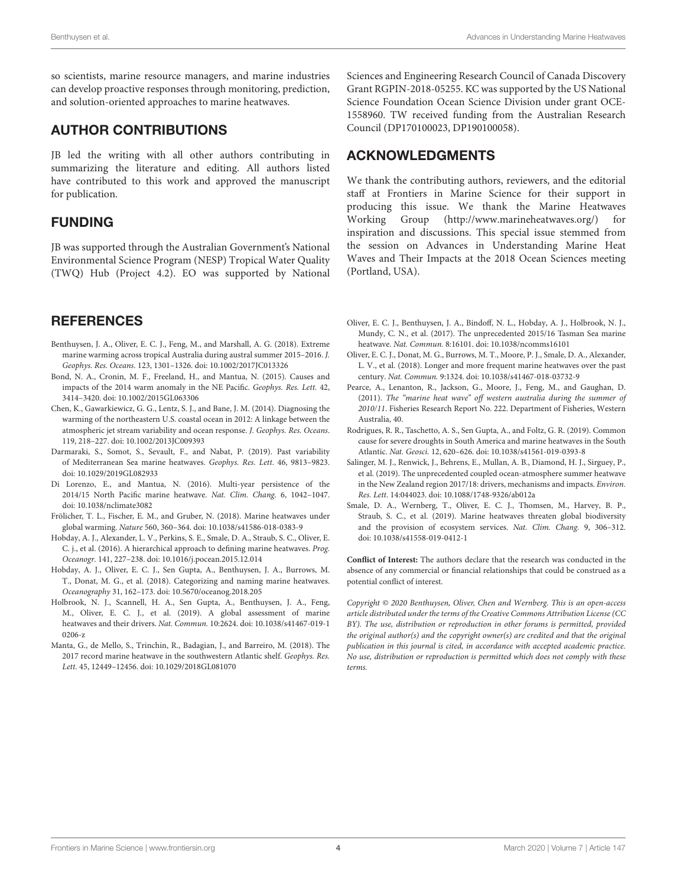so scientists, marine resource managers, and marine industries can develop proactive responses through monitoring, prediction, and solution-oriented approaches to marine heatwaves.

## AUTHOR CONTRIBUTIONS

JB led the writing with all other authors contributing in summarizing the literature and editing. All authors listed have contributed to this work and approved the manuscript for publication.

## FUNDING

JB was supported through the Australian Government's National Environmental Science Program (NESP) Tropical Water Quality (TWQ) Hub (Project 4.2). EO was supported by National Sciences and Engineering Research Council of Canada Discovery Grant RGPIN-2018-05255. KC was supported by the US National Science Foundation Ocean Science Division under grant OCE-1558960. TW received funding from the Australian Research Council (DP170100023, DP190100058).

## ACKNOWLEDGMENTS

We thank the contributing authors, reviewers, and the editorial staff at Frontiers in Marine Science for their support in producing this issue. We thank the Marine Heatwaves Working Group (http://www.marineheatwaves.org/) for inspiration and discussions. This special issue stemmed from the session on Advances in Understanding Marine Heat Waves and Their Impacts at the 2018 Ocean Sciences meeting (Portland, USA).

## REFERENCES

Benthuysen, J. A., Oliver, E. C. J., Feng, M., and Marshall, A. G. (2018). Extreme marine warming across tropical Australia during austral summer 2015–2016. *J. Geophys. Res. Oceans*. 123, 1301–1326. doi: 10.1002/2017JC013326

Bond, N. A., Cronin, M. F., Freeland, H., and Mantua, N. (2015). Causes and impacts of the 2014 warm anomaly in the NE Pacific. *Geophys. Res. Lett.* 42, 3414–3420. doi: 10.1002/2015GL063306

Chen, K., Gawarkiewicz, G. G., Lentz, S. J., and Bane, J. M. (2014). Diagnosing the warming of the northeastern U.S. coastal ocean in 2012: A linkage between the atmospheric jet stream variability and ocean response. *J. Geophys. Res. Oceans*. 119, 218–227. doi: 10.1002/2013JC009393

Darmaraki, S., Somot, S., Sevault, F., and Nabat, P. (2019). Past variability of Mediterranean Sea marine heatwaves. *Geophys. Res. Lett*. 46, 9813–9823. doi: 10.1029/2019GL082933

Di Lorenzo, E., and Mantua, N. (2016). Multi-year persistence of the 2014/15 North Pacific marine heatwave. *Nat. Clim. Chang.* 6, 1042–1047. doi: 10.1038/nclimate3082

Frölicher, T. L., Fischer, E. M., and Gruber, N. (2018). Marine heatwaves under global warming. *Nature* 560, 360–364. doi: 10.1038/s41586-018-0383-9

Hobday, A. J., Alexander, L. V., Perkins, S. E., Smale, D. A., Straub, S. C., Oliver, E. C. j., et al. (2016). A hierarchical approach to defining marine heatwaves. *Prog. Oceanogr.* 141, 227–238. doi: 10.1016/j.pocean.2015.12.014

Hobday, A. J., Oliver, E. C. J., Sen Gupta, A., Benthuysen, J. A., Burrows, M. T., Donat, M. G., et al. (2018). Categorizing and naming marine heatwaves. *Oceanography* 31, 162–173. doi: 10.5670/oceanog.2018.205

Holbrook, N. J., Scannell, H. A., Sen Gupta, A., Benthuysen, J. A., Feng, M., Oliver, E. C. J., et al. (2019). A global assessment of marine heatwaves and their drivers. *Nat. Commun.* 10:2624. doi: 10.1038/s41467-019-10206-z

Manta, G., de Mello, S., Trinchin, R., Badagian, J., and Barreiro, M. (2018). The 2017 record marine heatwave in the southwestern Atlantic shelf. *Geophys. Res. Lett.* 45, 12449–12456. doi: 10.1029/2018GL081070

Oliver, E. C. J., Benthuysen, J. A., Bindoff, N. L., Hobday, A. J., Holbrook, N. J., Mundy, C. N., et al. (2017). The unprecedented 2015/16 Tasman Sea marine heatwave. *Nat. Commun.* 8:16101. doi: 10.1038/ncomms16101

Oliver, E. C. J., Donat, M. G., Burrows, M. T., Moore, P. J., Smale, D. A., Alexander, L. V., et al. (2018). Longer and more frequent marine heatwaves over the past century. *Nat. Commun.* 9:1324. doi: 10.1038/s41467-018-03732-9

Pearce, A., Lenanton, R., Jackson, G., Moore, J., Feng, M., and Gaughan, D. (2011). *The "marine heat wave" off western australia during the summer of 2010/11*. Fisheries Research Report No. 222. Department of Fisheries, Western Australia, 40.

Rodrigues, R. R., Taschetto, A. S., Sen Gupta, A., and Foltz, G. R. (2019). Common cause for severe droughts in South America and marine heatwaves in the South Atlantic. *Nat. Geosci.* 12, 620–626. doi: 10.1038/s41561-019-0393-8

Salinger, M. J., Renwick, J., Behrens, E., Mullan, A. B., Diamond, H. J., Sirguey, P., et al. (2019). The unprecedented coupled ocean-atmosphere summer heatwave in the New Zealand region 2017/18: drivers, mechanisms and impacts. *Environ. Res. Lett*. 14:044023. doi: 10.1088/1748-9326/ab012a

Smale, D. A., Wernberg, T., Oliver, E. C. J., Thomsen, M., Harvey, B. P., Straub, S. C., et al. (2019). Marine heatwaves threaten global biodiversity and the provision of ecosystem services. *Nat. Clim. Chang.* 9, 306–312. doi: 10.1038/s41558-019-0412-1

**Conflict of Interest:** The authors declare that the research was conducted in the absence of any commercial or financial relationships that could be construed as a potential conflict of interest.

*Copyright © 2020 Benthuysen, Oliver, Chen and Wernberg. This is an open-access article distributed under the terms of the Creative Commons Attribution License (CC BY). The use, distribution or reproduction in other forums is permitted, provided the original author(s) and the copyright owner(s) are credited and that the original publication in this journal is cited, in accordance with accepted academic practice. No use, distribution or reproduction is permitted which does not comply with these terms.*